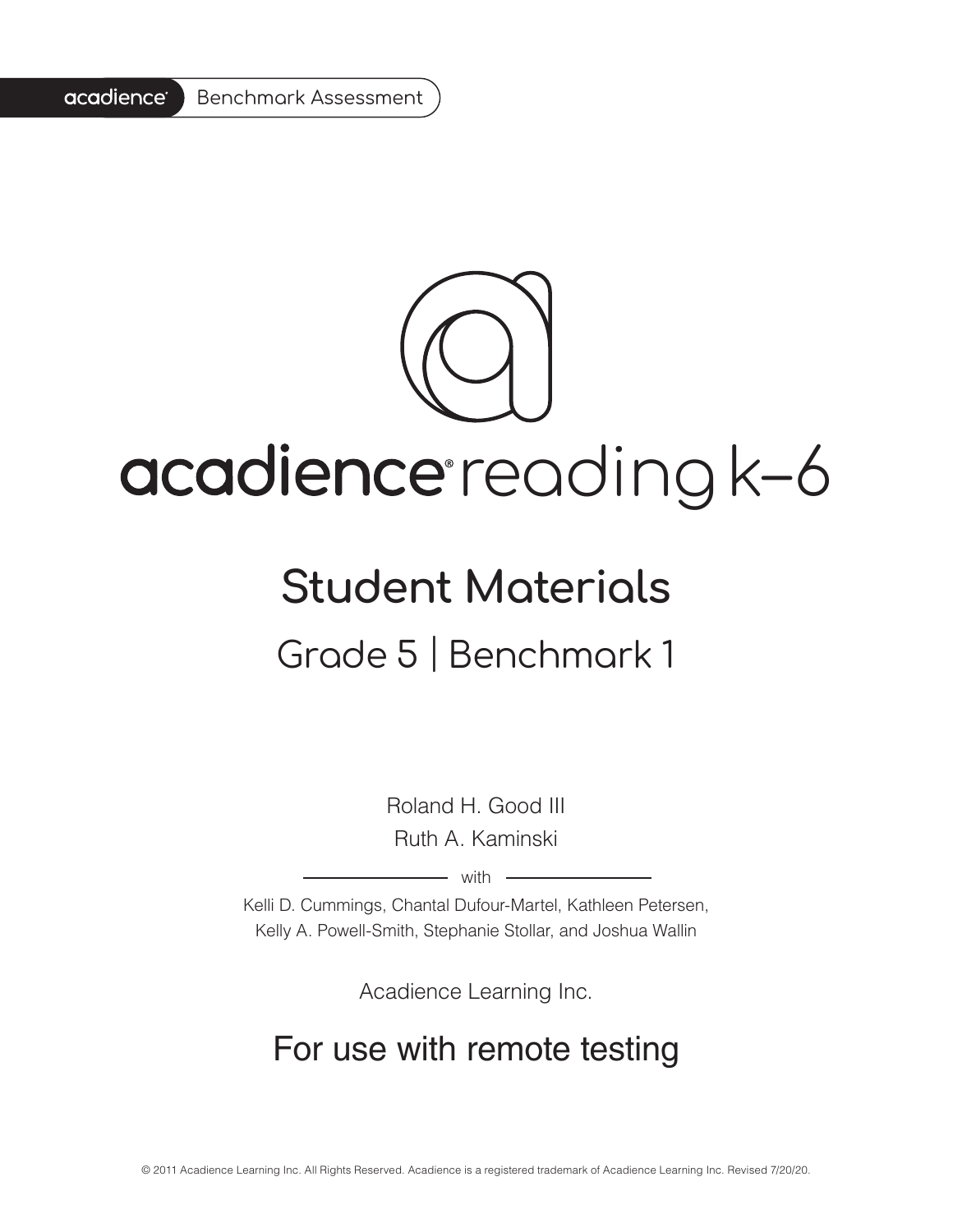acadience® Benchmark Assessment

# acadience® reading k–6

## Student Materials

### Grade 5 | Benchmark 1

Roland H. Good III

Ruth A. Kaminski

with

Kelli D. Cummings, Chantal Dufour-Martel, Kathleen Petersen, Kelly A. Powell-Smith, Stephanie Stollar, and Joshua Wallin

Acadience Learning Inc.

## For use with remote testing

© 2011 Acadience Learning Inc. All Rights Reserved. Acadience is a registered trademark of Acadience Learning Inc. Revised 7/20/20.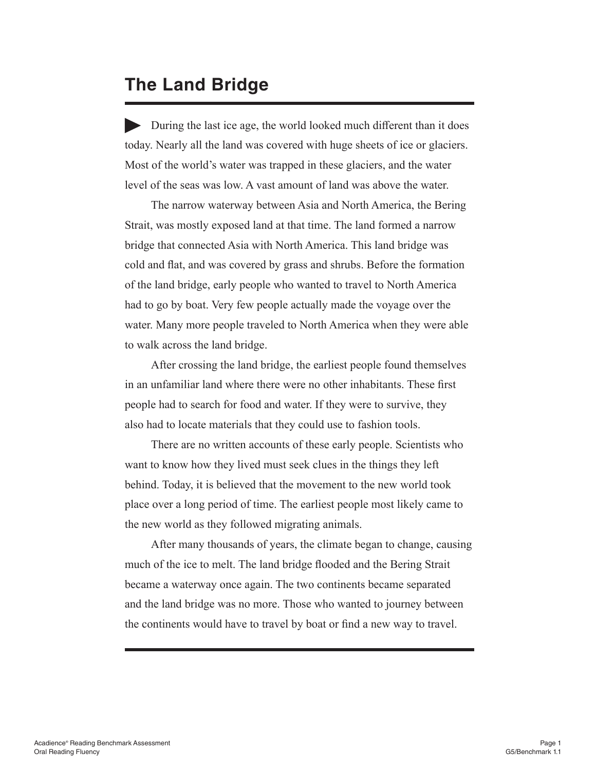# The Land Bridge

▶ During the last ice age, the world looked much different than it does today. Nearly all the land was covered with huge sheets of ice or glaciers. Most of the world's water was trapped in these glaciers, and the water level of the seas was low. A vast amount of land was above the water.

The narrow waterway between Asia and North America, the Bering Strait, was mostly exposed land at that time. The land formed a narrow bridge that connected Asia with North America. This land bridge was cold and flat, and was covered by grass and shrubs. Before the formation of the land bridge, early people who wanted to travel to North America had to go by boat. Very few people actually made the voyage over the water. Many more people traveled to North America when they were able to walk across the land bridge.

After crossing the land bridge, the earliest people found themselves in an unfamiliar land where there were no other inhabitants. These first people had to search for food and water. If they were to survive, they also had to locate materials that they could use to fashion tools.

There are no written accounts of these early people. Scientists who want to know how they lived must seek clues in the things they left behind. Today, it is believed that the movement to the new world took place over a long period of time. The earliest people most likely came to the new world as they followed migrating animals.

After many thousands of years, the climate began to change, causing much of the ice to melt. The land bridge flooded and the Bering Strait became a waterway once again. The two continents became separated and the land bridge was no more. Those who wanted to journey between the continents would have to travel by boat or find a new way to travel.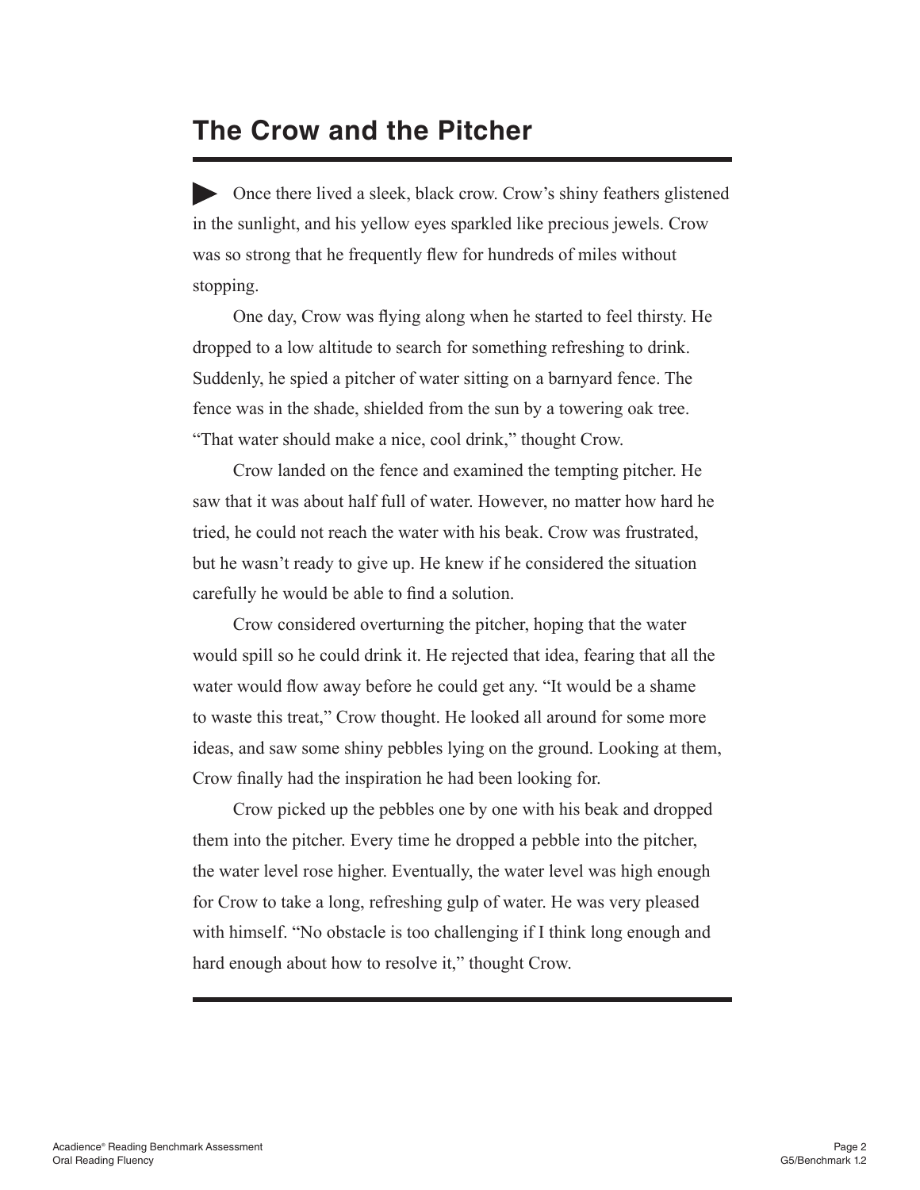# The Crow and the Pitcher

▶ Once there lived a sleek, black crow. Crow's shiny feathers glistened in the sunlight, and his yellow eyes sparkled like precious jewels. Crow was so strong that he frequently flew for hundreds of miles without stopping.

One day, Crow was flying along when he started to feel thirsty. He dropped to a low altitude to search for something refreshing to drink. Suddenly, he spied a pitcher of water sitting on a barnyard fence. The fence was in the shade, shielded from the sun by a towering oak tree. "That water should make a nice, cool drink," thought Crow.

Crow landed on the fence and examined the tempting pitcher. He saw that it was about half full of water. However, no matter how hard he tried, he could not reach the water with his beak. Crow was frustrated, but he wasn't ready to give up. He knew if he considered the situation carefully he would be able to find a solution.

Crow considered overturning the pitcher, hoping that the water would spill so he could drink it. He rejected that idea, fearing that all the water would flow away before he could get any. "It would be a shame to waste this treat," Crow thought. He looked all around for some more ideas, and saw some shiny pebbles lying on the ground. Looking at them, Crow finally had the inspiration he had been looking for.

Crow picked up the pebbles one by one with his beak and dropped them into the pitcher. Every time he dropped a pebble into the pitcher, the water level rose higher. Eventually, the water level was high enough for Crow to take a long, refreshing gulp of water. He was very pleased with himself. "No obstacle is too challenging if I think long enough and hard enough about how to resolve it," thought Crow.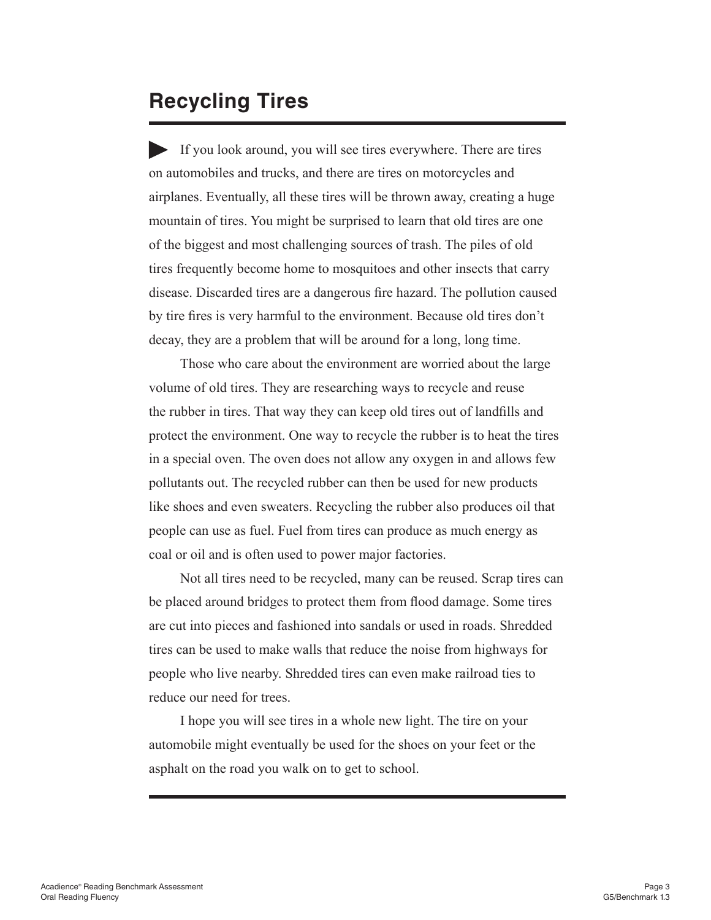## Recycling Tires

► If you look around, you will see tires everywhere. There are tires on automobiles and trucks, and there are tires on motorcycles and airplanes. Eventually, all these tires will be thrown away, creating a huge mountain of tires. You might be surprised to learn that old tires are one of the biggest and most challenging sources of trash. The piles of old tires frequently become home to mosquitoes and other insects that carry disease. Discarded tires are a dangerous fire hazard. The pollution caused by tire fires is very harmful to the environment. Because old tires don't decay, they are a problem that will be around for a long, long time.

Those who care about the environment are worried about the large volume of old tires. They are researching ways to recycle and reuse the rubber in tires. That way they can keep old tires out of landfills and protect the environment. One way to recycle the rubber is to heat the tires in a special oven. The oven does not allow any oxygen in and allows few pollutants out. The recycled rubber can then be used for new products like shoes and even sweaters. Recycling the rubber also produces oil that people can use as fuel. Fuel from tires can produce as much energy as coal or oil and is often used to power major factories.

Not all tires need to be recycled, many can be reused. Scrap tires can be placed around bridges to protect them from flood damage. Some tires are cut into pieces and fashioned into sandals or used in roads. Shredded tires can be used to make walls that reduce the noise from highways for people who live nearby. Shredded tires can even make railroad ties to reduce our need for trees.

I hope you will see tires in a whole new light. The tire on your automobile might eventually be used for the shoes on your feet or the asphalt on the road you walk on to get to school.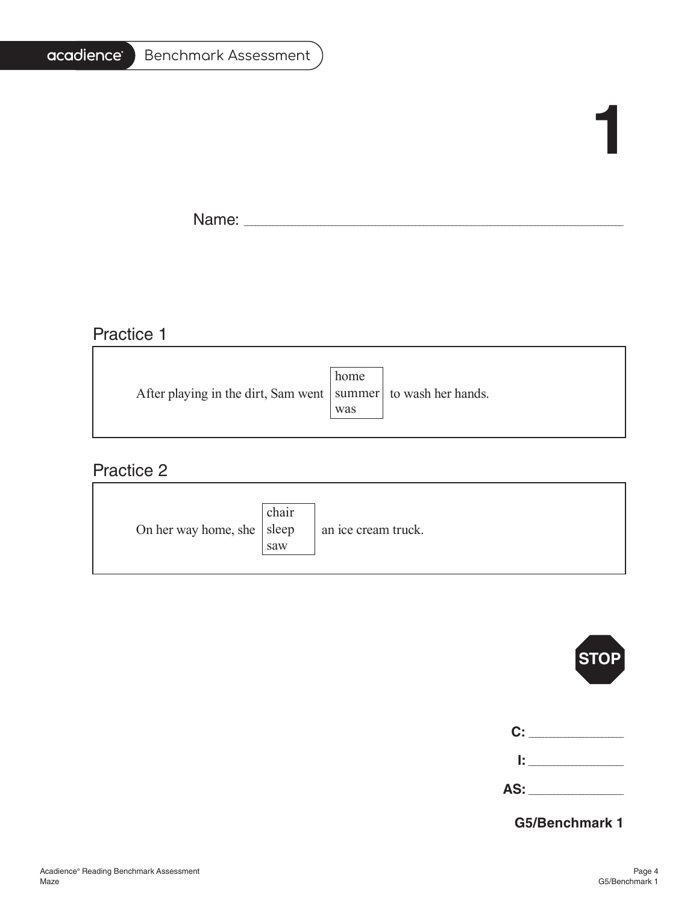# 1

Name: ______________________________________________

## Practice 1

After playing in the dirt, Sam went [home / summer / was] to wash her hands.

## Practice 2

On her way home, she [chair / sleep / saw] an ice cream truck.

STOP

**C:** ____________

**I:** ____________

**AS:** ____________

**G5/Benchmark 1**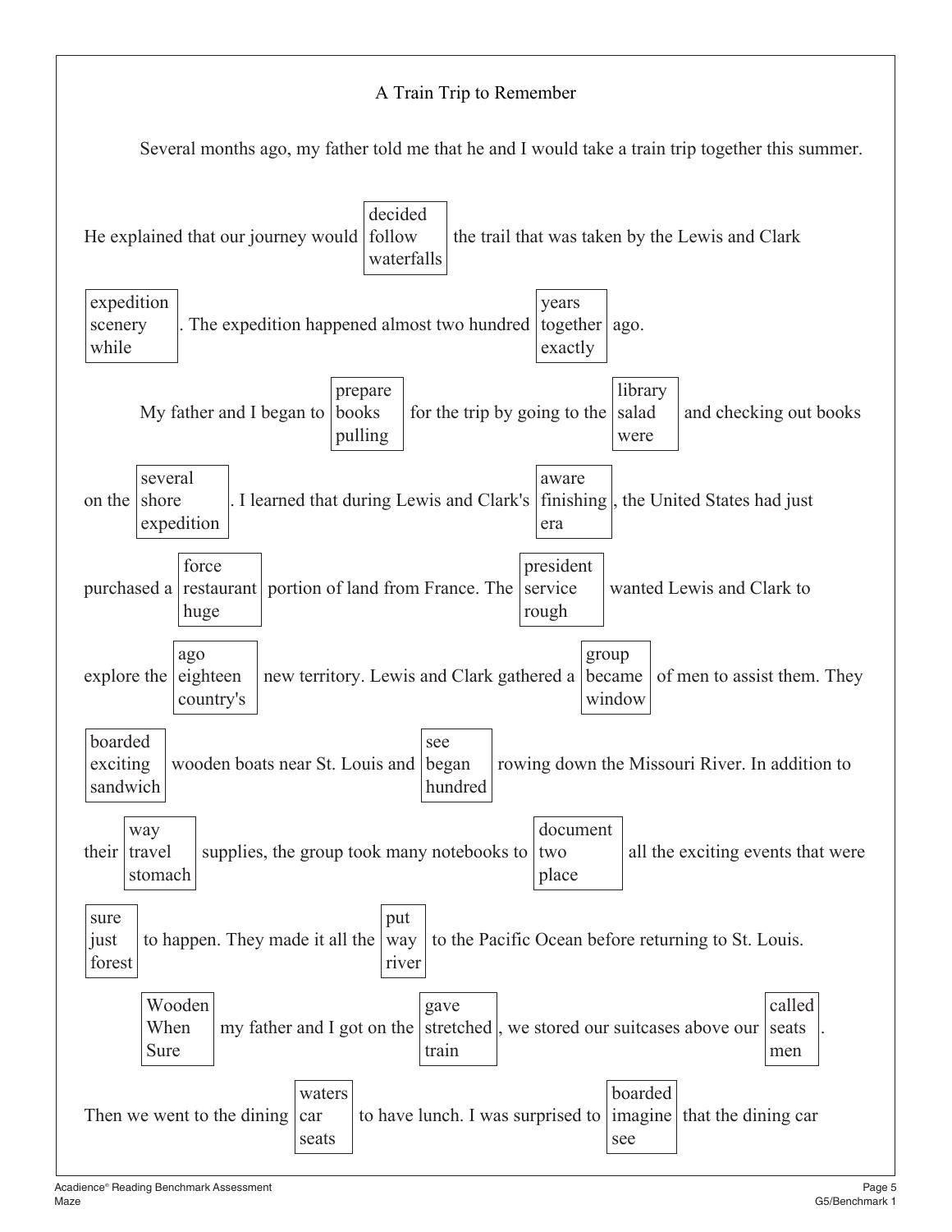# A Train Trip to Remember

Several months ago, my father told me that he and I would take a train trip together this summer. He explained that our journey would [decided / follow / waterfalls] the trail that was taken by the Lewis and Clark [expedition / scenery / while]. The expedition happened almost two hundred [years / together / exactly] ago.

My father and I began to [prepare / books / pulling] for the trip by going to the [library / salad / were] and checking out books on the [several / shore / expedition]. I learned that during Lewis and Clark's [aware / finishing / era], the United States had just purchased a [force / restaurant / huge] portion of land from France. The [president / service / rough] wanted Lewis and Clark to explore the [ago / eighteen / country's] new territory. Lewis and Clark gathered a [group / became / window] of men to assist them. They [boarded / exciting / sandwich] wooden boats near St. Louis and [see / began / hundred] rowing down the Missouri River. In addition to their [way / travel / stomach] supplies, the group took many notebooks to [document / two / place] all the exciting events that were [sure / just / forest] to happen. They made it all the [put / way / river] to the Pacific Ocean before returning to St. Louis.

[Wooden / When / Sure] my father and I got on the [gave / stretched / train], we stored our suitcases above our [called / seats / men]. Then we went to the dining [waters / car / seats] to have lunch. I was surprised to [boarded / imagine / see] that the dining car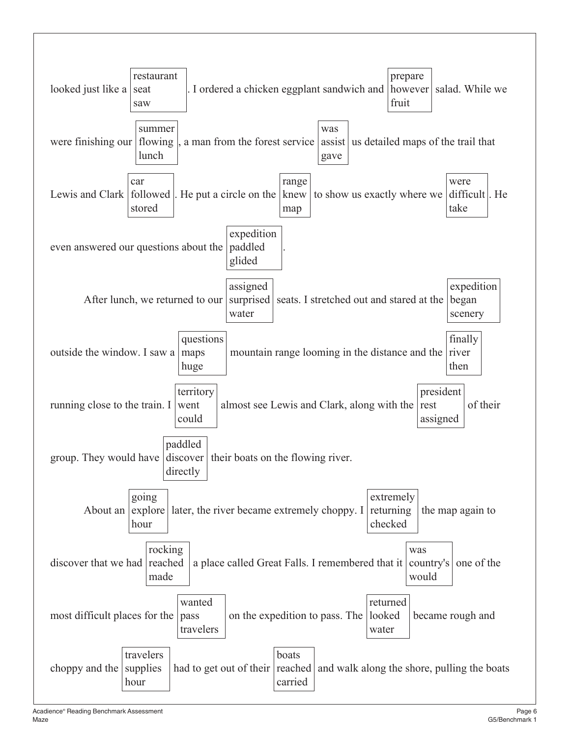looked just like a [restaurant / seat / saw]. I ordered a chicken eggplant sandwich and [prepare / however / fruit] salad. While we were finishing our [summer / flowing / lunch], a man from the forest service [was / assist / gave] us detailed maps of the trail that Lewis and Clark [car / followed / stored]. He put a circle on the [range / knew / map] to show us exactly where we [were / difficult / take]. He even answered our questions about the [expedition / paddled / glided].

After lunch, we returned to our [assigned / surprised / water] seats. I stretched out and stared at the [expedition / began / scenery] outside the window. I saw a [questions / maps / huge] mountain range looming in the distance and the [finally / river / then] running close to the train. I [territory / went / could] almost see Lewis and Clark, along with the [president / rest / assigned] of their group. They would have [paddled / discover / directly] their boats on the flowing river.

About an [going / explore / hour] later, the river became extremely choppy. I [extremely / returning / checked] the map again to discover that we had [rocking / reached / made] a place called Great Falls. I remembered that it [was / country's / would] one of the most difficult places for the [wanted / pass / travelers] on the expedition to pass. The [returned / looked / water] became rough and choppy and the [travelers / supplies / hour] had to get out of their [boats / reached / carried] and walk along the shore, pulling the boats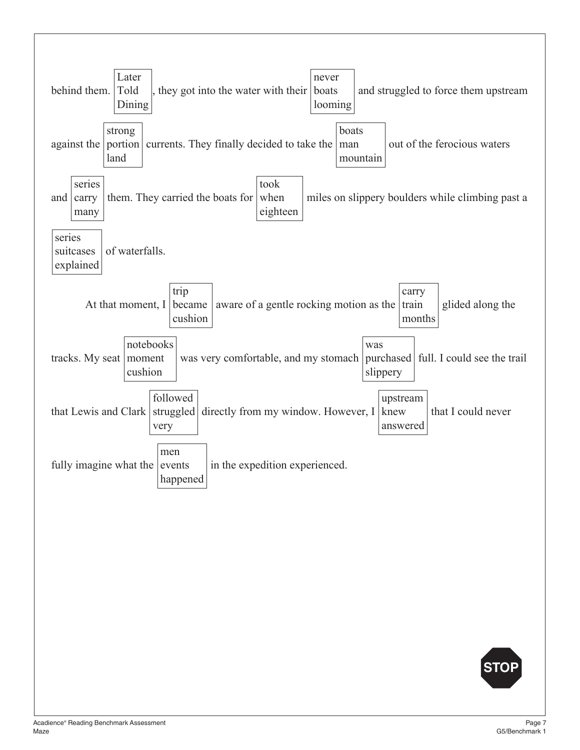behind them. [Later / Told / Dining], they got into the water with their [never / boats / looming] and struggled to force them upstream against the [strong / portion / land] currents. They finally decided to take the [boats / man / mountain] out of the ferocious waters and [series / carry / many] them. They carried the boats for [took / when / eighteen] miles on slippery boulders while climbing past a [series / suitcases / explained] of waterfalls.

At that moment, I [trip / became / cushion] aware of a gentle rocking motion as the [carry / train / months] glided along the tracks. My seat [notebooks / moment / cushion] was very comfortable, and my stomach [was / purchased / slippery] full. I could see the trail that Lewis and Clark [followed / struggled / very] directly from my window. However, I [upstream / knew / answered] that I could never fully imagine what the [men / events / happened] in the expedition experienced.

STOP